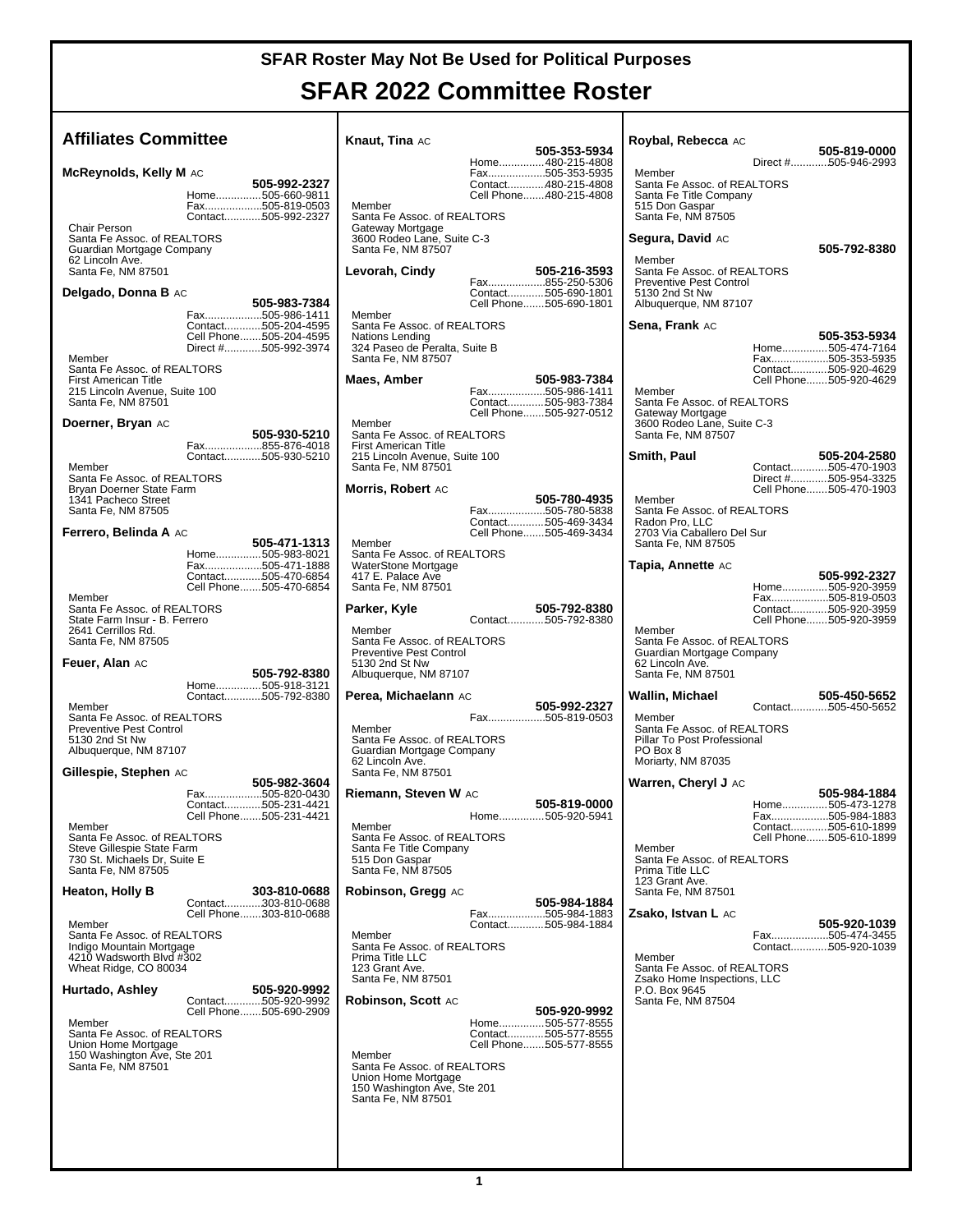# SFAR Roster May Not Be Used for Political Purposes

# SFAR 2022 Committee Roster

## Affiliates Committee

**McReynolds, Kelly M** AC
**505-992-2327**
Home...............505-660-9811
Fax...................505-819-0503
Contact............505-992-2327
Chair Person
Santa Fe Assoc. of REALTORS
Guardian Mortgage Company
62 Lincoln Ave.
Santa Fe, NM 87501

**Delgado, Donna B** AC
**505-983-7384**
Fax...................505-986-1411
Contact............505-204-4595
Cell Phone.......505-204-4595
Direct #............505-992-3974
Member
Santa Fe Assoc. of REALTORS
First American Title
215 Lincoln Avenue, Suite 100
Santa Fe, NM 87501

**Doerner, Bryan** AC
**505-930-5210**
Fax...................855-876-4018
Contact............505-930-5210
Member
Santa Fe Assoc. of REALTORS
Bryan Doerner State Farm
1341 Pacheco Street
Santa Fe, NM 87505

**Ferrero, Belinda A** AC
**505-471-1313**
Home...............505-983-8021
Fax...................505-471-1888
Contact............505-470-6854
Cell Phone.......505-470-6854
Member
Santa Fe Assoc. of REALTORS
State Farm Insur - B. Ferrero
2641 Cerrillos Rd.
Santa Fe, NM 87505

**Feuer, Alan** AC
**505-792-8380**
Home...............505-918-3121
Contact............505-792-8380
Member
Santa Fe Assoc. of REALTORS
Preventive Pest Control
5130 2nd St Nw
Albuquerque, NM 87107

**Gillespie, Stephen** AC
**505-982-3604**
Fax...................505-820-0430
Contact............505-231-4421
Cell Phone.......505-231-4421
Member
Santa Fe Assoc. of REALTORS
Steve Gillespie State Farm
730 St. Michaels Dr, Suite E
Santa Fe, NM 87505

**Heaton, Holly B**
**303-810-0688**
Contact............303-810-0688
Cell Phone.......303-810-0688
Member
Santa Fe Assoc. of REALTORS
Indigo Mountain Mortgage
4210 Wadsworth Blvd #302
Wheat Ridge, CO 80034

**Hurtado, Ashley**
**505-920-9992**
Contact............505-920-9992
Cell Phone.......505-690-2909
Member
Santa Fe Assoc. of REALTORS
Union Home Mortgage
150 Washington Ave, Ste 201
Santa Fe, NM 87501

**Knaut, Tina** AC
**505-353-5934**
Home...............480-215-4808
Fax...................505-353-5935
Contact............480-215-4808
Cell Phone.......480-215-4808
Member
Santa Fe Assoc. of REALTORS
Gateway Mortgage
3600 Rodeo Lane, Suite C-3
Santa Fe, NM 87507

**Levorah, Cindy**
**505-216-3593**
Fax...................855-250-5306
Contact............505-690-1801
Cell Phone.......505-690-1801
Member
Santa Fe Assoc. of REALTORS
Nations Lending
324 Paseo de Peralta, Suite B
Santa Fe, NM 87507

**Maes, Amber**
**505-983-7384**
Fax...................505-986-1411
Contact............505-983-7384
Cell Phone.......505-927-0512
Member
Santa Fe Assoc. of REALTORS
First American Title
215 Lincoln Avenue, Suite 100
Santa Fe, NM 87501

**Morris, Robert** AC
**505-780-4935**
Fax...................505-780-5838
Contact............505-469-3434
Cell Phone.......505-469-3434
Member
Santa Fe Assoc. of REALTORS
WaterStone Mortgage
417 E. Palace Ave
Santa Fe, NM 87501

**Parker, Kyle**
**505-792-8380**
Contact............505-792-8380
Member
Santa Fe Assoc. of REALTORS
Preventive Pest Control
5130 2nd St Nw
Albuquerque, NM 87107

**Perea, Michaelann** AC
**505-992-2327**
Fax...................505-819-0503
Member
Santa Fe Assoc. of REALTORS
Guardian Mortgage Company
62 Lincoln Ave.
Santa Fe, NM 87501

**Riemann, Steven W** AC
**505-819-0000**
Home...............505-920-5941
Member
Santa Fe Assoc. of REALTORS
Santa Fe Title Company
515 Don Gaspar
Santa Fe, NM 87505

**Robinson, Gregg** AC
**505-984-1884**
Fax...................505-984-1883
Contact............505-984-1884
Member
Santa Fe Assoc. of REALTORS
Prima Title LLC
123 Grant Ave.
Santa Fe, NM 87501

**Robinson, Scott** AC
**505-920-9992**
Home...............505-577-8555
Contact............505-577-8555
Cell Phone.......505-577-8555
Member
Santa Fe Assoc. of REALTORS
Union Home Mortgage
150 Washington Ave, Ste 201
Santa Fe, NM 87501

**Roybal, Rebecca** AC
**505-819-0000**
Direct #............505-946-2993
Member
Santa Fe Assoc. of REALTORS
Santa Fe Title Company
515 Don Gaspar
Santa Fe, NM 87505

**Segura, David** AC
**505-792-8380**
Member
Santa Fe Assoc. of REALTORS
Preventive Pest Control
5130 2nd St Nw
Albuquerque, NM 87107

**Sena, Frank** AC
**505-353-5934**
Home...............505-474-7164
Fax...................505-353-5935
Contact............505-920-4629
Cell Phone.......505-920-4629
Member
Santa Fe Assoc. of REALTORS
Gateway Mortgage
3600 Rodeo Lane, Suite C-3
Santa Fe, NM 87507

**Smith, Paul**
**505-204-2580**
Contact............505-470-1903
Direct #............505-954-3325
Cell Phone.......505-470-1903
Member
Santa Fe Assoc. of REALTORS
Radon Pro, LLC
2703 Via Caballero Del Sur
Santa Fe, NM 87505

**Tapia, Annette** AC
**505-992-2327**
Home...............505-920-3959
Fax...................505-819-0503
Contact............505-920-3959
Cell Phone.......505-920-3959
Member
Santa Fe Assoc. of REALTORS
Guardian Mortgage Company
62 Lincoln Ave.
Santa Fe, NM 87501

**Wallin, Michael**
**505-450-5652**
Contact............505-450-5652
Member
Santa Fe Assoc. of REALTORS
Pillar To Post Professional
PO Box 8
Moriarty, NM 87035

**Warren, Cheryl J** AC
**505-984-1884**
Home...............505-473-1278
Fax...................505-984-1883
Contact............505-610-1899
Cell Phone.......505-610-1899
Member
Santa Fe Assoc. of REALTORS
Prima Title LLC
123 Grant Ave.
Santa Fe, NM 87501

**Zsako, Istvan L** AC
**505-920-1039**
Fax...................505-474-3455
Contact............505-920-1039
Member
Santa Fe Assoc. of REALTORS
Zsako Home Inspections, LLC
P.O. Box 9645
Santa Fe, NM 87504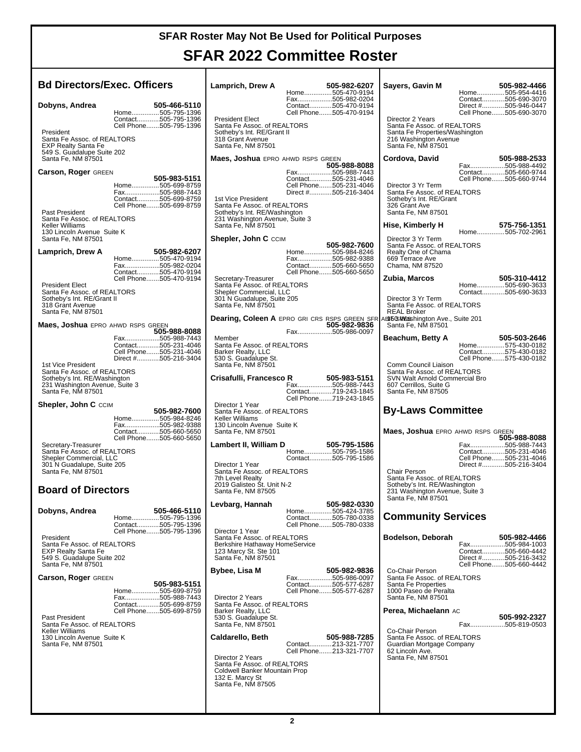# SFAR Roster May Not Be Used for Political Purposes

# SFAR 2022 Committee Roster

## Bd Directors/Exec. Officers

**Dobyns, Andrea** — **505-466-5110**
Home...............505-795-1396
Contact............505-795-1396
Cell Phone.......505-795-1396
President
Santa Fe Assoc. of REALTORS
EXP Realty Santa Fe
549 S. Guadalupe Suite 202
Santa Fe, NM 87501

**Carson, Roger** GREEN — **505-983-5151**
Home...............505-699-8759
Fax..................505-988-7443
Contact............505-699-8759
Cell Phone.......505-699-8759
Past President
Santa Fe Assoc. of REALTORS
Keller Williams
130 Lincoln Avenue Suite K
Santa Fe, NM 87501

**Lamprich, Drew A** — **505-982-6207**
Home...............505-470-9194
Fax..................505-982-0204
Contact............505-470-9194
Cell Phone.......505-470-9194
President Elect
Santa Fe Assoc. of REALTORS
Sotheby's Int. RE/Grant II
318 Grant Avenue
Santa Fe, NM 87501

**Maes, Joshua** EPRO AHWD RSPS GREEN — **505-988-8088**
Fax..................505-988-7443
Contact............505-231-4046
Cell Phone.......505-231-4046
Direct #............505-216-3404
1st Vice President
Santa Fe Assoc. of REALTORS
Sotheby's Int. RE/Washington
231 Washington Avenue, Suite 3
Santa Fe, NM 87501

**Shepler, John C** CCIM — **505-982-7600**
Home...............505-984-8246
Fax..................505-982-9388
Contact............505-660-5650
Cell Phone.......505-660-5650
Secretary-Treasurer
Santa Fe Assoc. of REALTORS
Shepler Commercial, LLC
301 N Guadalupe, Suite 205
Santa Fe, NM 87501

## Board of Directors

**Dobyns, Andrea** — **505-466-5110**
Home...............505-795-1396
Contact............505-795-1396
Cell Phone.......505-795-1396
President
Santa Fe Assoc. of REALTORS
EXP Realty Santa Fe
549 S. Guadalupe Suite 202
Santa Fe, NM 87501

**Carson, Roger** GREEN — **505-983-5151**
Home...............505-699-8759
Fax..................505-988-7443
Contact............505-699-8759
Cell Phone.......505-699-8759
Past President
Santa Fe Assoc. of REALTORS
Keller Williams
130 Lincoln Avenue Suite K
Santa Fe, NM 87501

**Lamprich, Drew A** — **505-982-6207**
Home...............505-470-9194
Fax..................505-982-0204
Contact............505-470-9194
Cell Phone.......505-470-9194
President Elect
Santa Fe Assoc. of REALTORS
Sotheby's Int. RE/Grant II
318 Grant Avenue
Santa Fe, NM 87501

**Maes, Joshua** EPRO AHWD RSPS GREEN — **505-988-8088**
Fax..................505-988-7443
Contact............505-231-4046
Cell Phone.......505-231-4046
Direct #............505-216-3404
1st Vice President
Santa Fe Assoc. of REALTORS
Sotheby's Int. RE/Washington
231 Washington Avenue, Suite 3
Santa Fe, NM 87501

**Shepler, John C** CCIM — **505-982-7600**
Home...............505-984-8246
Fax..................505-982-9388
Contact............505-660-5650
Cell Phone.......505-660-5650
Secretary-Treasurer
Santa Fe Assoc. of REALTORS
Shepler Commercial, LLC
301 N Guadalupe, Suite 205
Santa Fe, NM 87501

**Dearing, Coleen A** EPRO GRI CRS RSPS GREEN SFR ABR — **505-982-9836**
Fax..................505-986-0097
Member
Santa Fe Assoc. of REALTORS
Barker Realty, LLC
530 S. Guadalupe St.
Santa Fe, NM 87501

**Crisafulli, Francesco R** — **505-983-5151**
Fax..................505-988-7443
Contact............719-243-1845
Cell Phone.......719-243-1845
Director 1 Year
Santa Fe Assoc. of REALTORS
Keller Williams
130 Lincoln Avenue Suite K
Santa Fe, NM 87501

**Lambert II, William D** — **505-795-1586**
Home...............505-795-1586
Contact............505-795-1586
Director 1 Year
Santa Fe Assoc. of REALTORS
7th Level Realty
2019 Galisteo St. Unit N-2
Santa Fe, NM 87505

**Levbarg, Hannah** — **505-982-0330**
Home...............505-424-3785
Contact............505-780-0338
Cell Phone.......505-780-0338
Director 1 Year
Santa Fe Assoc. of REALTORS
Berkshire Hathaway HomeService
123 Marcy St. Ste 101
Santa Fe, NM 87501

**Bybee, Lisa M** — **505-982-9836**
Fax..................505-986-0097
Contact............505-577-6287
Cell Phone.......505-577-6287
Director 2 Years
Santa Fe Assoc. of REALTORS
Barker Realty, LLC
530 S. Guadalupe St.
Santa Fe, NM 87501

**Caldarello, Beth** — **505-988-7285**
Contact............213-321-7707
Cell Phone.......213-321-7707
Director 2 Years
Santa Fe Assoc. of REALTORS
Coldwell Banker Mountain Prop
132 E. Marcy St
Santa Fe, NM 87505

**Sayers, Gavin M** — **505-982-4466**
Home...............505-954-4416
Contact............505-690-3070
Direct #............505-946-0447
Cell Phone.......505-690-3070
Director 2 Years
Santa Fe Assoc. of REALTORS
Santa Fe Properties/Washington
216 Washington Avenue
Santa Fe, NM 87501

**Cordova, David** — **505-988-2533**
Fax..................505-988-4492
Contact............505-660-9744
Cell Phone.......505-660-9744
Director 3 Yr Term
Santa Fe Assoc. of REALTORS
Sotheby's Int. RE/Grant
326 Grant Ave
Santa Fe, NM 87501

**Hise, Kimberly H** — **575-756-1351**
Home...............505-702-2961
Director 3 Yr Term
Santa Fe Assoc. of REALTORS
Realty One of Chama
669 Terrace Ave
Chama, NM 87520

**Zubia, Marcos** — **505-310-4412**
Home...............505-690-3633
Contact............505-690-3633
Director 3 Yr Term
Santa Fe Assoc. of REALTORS
REAL Broker
150 Washington Ave., Suite 201
Santa Fe, NM 87501

**Beachum, Betty A** — **505-503-2646**
Home...............575-430-0182
Contact............575-430-0182
Cell Phone.......575-430-0182
Comm Council Liaison
Santa Fe Assoc. of REALTORS
SVN Walt Arnold Commercial Bro
607 Cerrillos, Suite G
Santa Fe, NM 87505

## By-Laws Committee

**Maes, Joshua** EPRO AHWD RSPS GREEN — **505-988-8088**
Fax..................505-988-7443
Contact............505-231-4046
Cell Phone.......505-231-4046
Direct #............505-216-3404
Chair Person
Santa Fe Assoc. of REALTORS
Sotheby's Int. RE/Washington
231 Washington Avenue, Suite 3
Santa Fe, NM 87501

## Community Services

**Bodelson, Deborah** — **505-982-4466**
Fax..................505-984-1003
Contact............505-660-4442
Direct #............505-216-3432
Cell Phone.......505-660-4442
Co-Chair Person
Santa Fe Assoc. of REALTORS
Santa Fe Properties
1000 Paseo de Peralta
Santa Fe, NM 87501

**Perea, Michaelann** AC — **505-992-2327**
Fax..................505-819-0503
Co-Chair Person
Santa Fe Assoc. of REALTORS
Guardian Mortgage Company
62 Lincoln Ave.
Santa Fe, NM 87501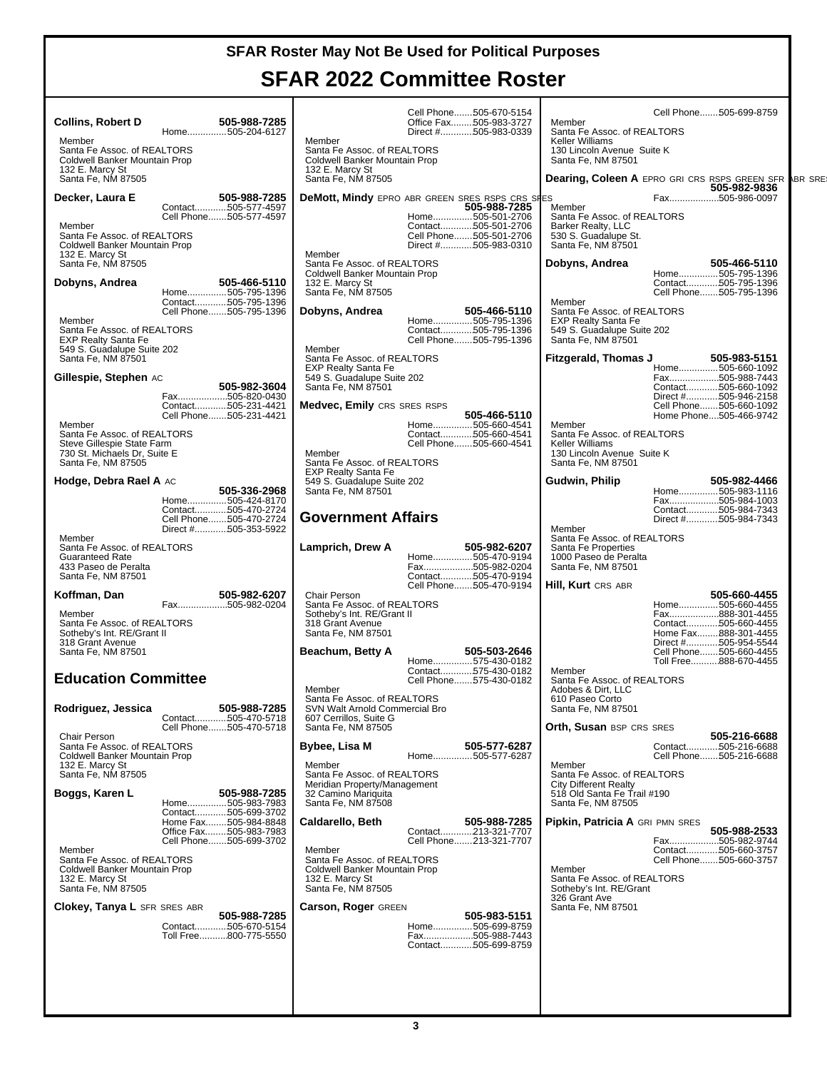SFAR Roster May Not Be Used for Political Purposes

# SFAR 2022 Committee Roster

**Collins, Robert D** **505-988-7285**
Home...............505-204-6127
Member
Santa Fe Assoc. of REALTORS
Coldwell Banker Mountain Prop
132 E. Marcy St
Santa Fe, NM 87505

**Decker, Laura E** **505-988-7285**
Contact............505-577-4597
Cell Phone.......505-577-4597
Member
Santa Fe Assoc. of REALTORS
Coldwell Banker Mountain Prop
132 E. Marcy St
Santa Fe, NM 87505

**Dobyns, Andrea** **505-466-5110**
Home...............505-795-1396
Contact............505-795-1396
Cell Phone.......505-795-1396
Member
Santa Fe Assoc. of REALTORS
EXP Realty Santa Fe
549 S. Guadalupe Suite 202
Santa Fe, NM 87501

**Gillespie, Stephen** AC **505-982-3604**
Fax..................505-820-0430
Contact............505-231-4421
Cell Phone.......505-231-4421
Member
Santa Fe Assoc. of REALTORS
Steve Gillespie State Farm
730 St. Michaels Dr, Suite E
Santa Fe, NM 87505

**Hodge, Debra Rael A** AC **505-336-2968**
Home...............505-424-8170
Contact............505-470-2724
Cell Phone.......505-470-2724
Direct #............505-353-5922
Member
Santa Fe Assoc. of REALTORS
Guaranteed Rate
433 Paseo de Peralta
Santa Fe, NM 87501

**Koffman, Dan** **505-982-6207**
Fax..................505-982-0204
Member
Santa Fe Assoc. of REALTORS
Sotheby's Int. RE/Grant II
318 Grant Avenue
Santa Fe, NM 87501

## Education Committee

**Rodriguez, Jessica** **505-988-7285**
Contact............505-470-5718
Cell Phone.......505-470-5718
Chair Person
Santa Fe Assoc. of REALTORS
Coldwell Banker Mountain Prop
132 E. Marcy St
Santa Fe, NM 87505

**Boggs, Karen L** **505-988-7285**
Home...............505-983-7983
Contact............505-699-3702
Home Fax........505-984-8848
Office Fax........505-983-7983
Cell Phone.......505-699-3702
Member
Santa Fe Assoc. of REALTORS
Coldwell Banker Mountain Prop
132 E. Marcy St
Santa Fe, NM 87505

**Clokey, Tanya L** SFR SRES ABR **505-988-7285**
Contact............505-670-5154
Toll Free..........800-775-5550
Cell Phone.......505-670-5154
Office Fax........505-983-3727
Direct #............505-983-0339
Member
Santa Fe Assoc. of REALTORS
Coldwell Banker Mountain Prop
132 E. Marcy St
Santa Fe, NM 87505

**DeMott, Mindy** EPRO ABR GREEN SRES RSPS CRS SRES **505-988-7285**
Home...............505-501-2706
Contact............505-501-2706
Cell Phone.......505-501-2706
Direct #............505-983-0310
Member
Santa Fe Assoc. of REALTORS
Coldwell Banker Mountain Prop
132 E. Marcy St
Santa Fe, NM 87505

**Dobyns, Andrea** **505-466-5110**
Home...............505-795-1396
Contact............505-795-1396
Cell Phone.......505-795-1396
Member
Santa Fe Assoc. of REALTORS
EXP Realty Santa Fe
549 S. Guadalupe Suite 202
Santa Fe, NM 87501

**Medvec, Emily** CRS SRES RSPS **505-466-5110**
Home...............505-660-4541
Contact............505-660-4541
Cell Phone.......505-660-4541
Member
Santa Fe Assoc. of REALTORS
EXP Realty Santa Fe
549 S. Guadalupe Suite 202
Santa Fe, NM 87501

## Government Affairs

**Lamprich, Drew A** **505-982-6207**
Home...............505-470-9194
Fax..................505-982-0204
Contact............505-470-9194
Cell Phone.......505-470-9194
Chair Person
Santa Fe Assoc. of REALTORS
Sotheby's Int. RE/Grant II
318 Grant Avenue
Santa Fe, NM 87501

**Beachum, Betty A** **505-503-2646**
Home...............575-430-0182
Contact............575-430-0182
Cell Phone.......575-430-0182
Member
Santa Fe Assoc. of REALTORS
SVN Walt Arnold Commercial Bro
607 Cerrillos, Suite G
Santa Fe, NM 87505

**Bybee, Lisa M** **505-577-6287**
Home...............505-577-6287
Member
Santa Fe Assoc. of REALTORS
Meridian Property/Management
32 Camino Mariquita
Santa Fe, NM 87508

**Caldarello, Beth** **505-988-7285**
Contact............213-321-7707
Cell Phone.......213-321-7707
Member
Santa Fe Assoc. of REALTORS
Coldwell Banker Mountain Prop
132 E. Marcy St
Santa Fe, NM 87505

**Carson, Roger** GREEN **505-983-5151**
Home...............505-699-8759
Fax..................505-988-7443
Contact............505-699-8759
Cell Phone.......505-699-8759
Member
Santa Fe Assoc. of REALTORS
Keller Williams
130 Lincoln Avenue Suite K
Santa Fe, NM 87501

**Dearing, Coleen A** EPRO GRI CRS RSPS GREEN SFR ABR SRES **505-982-9836**
Fax..................505-986-0097
Member
Santa Fe Assoc. of REALTORS
Barker Realty, LLC
530 S. Guadalupe St.
Santa Fe, NM 87501

**Dobyns, Andrea** **505-466-5110**
Home...............505-795-1396
Contact............505-795-1396
Cell Phone.......505-795-1396
Member
Santa Fe Assoc. of REALTORS
EXP Realty Santa Fe
549 S. Guadalupe Suite 202
Santa Fe, NM 87501

**Fitzgerald, Thomas J** **505-983-5151**
Home...............505-660-1092
Fax..................505-988-7443
Contact............505-660-1092
Direct #............505-946-2158
Cell Phone.......505-660-1092
Home Phone....505-466-9742
Member
Santa Fe Assoc. of REALTORS
Keller Williams
130 Lincoln Avenue Suite K
Santa Fe, NM 87501

**Gudwin, Philip** **505-982-4466**
Home...............505-983-1116
Fax..................505-984-1003
Contact............505-984-7343
Direct #............505-984-7343
Member
Santa Fe Assoc. of REALTORS
Santa Fe Properties
1000 Paseo de Peralta
Santa Fe, NM 87501

**Hill, Kurt** CRS ABR **505-660-4455**
Home...............505-660-4455
Fax..................888-301-4455
Contact............505-660-4455
Home Fax........888-301-4455
Direct #............505-954-5544
Cell Phone.......505-660-4455
Toll Free..........888-670-4455
Member
Santa Fe Assoc. of REALTORS
Adobes & Dirt, LLC
610 Paseo Corto
Santa Fe, NM 87501

**Orth, Susan** BSP CRS SRES **505-216-6688**
Contact............505-216-6688
Cell Phone.......505-216-6688
Member
Santa Fe Assoc. of REALTORS
City Different Realty
518 Old Santa Fe Trail #190
Santa Fe, NM 87505

**Pipkin, Patricia A** GRI PMN SRES **505-988-2533**
Fax..................505-982-9744
Contact............505-660-3757
Cell Phone.......505-660-3757
Member
Santa Fe Assoc. of REALTORS
Sotheby's Int. RE/Grant
326 Grant Ave
Santa Fe, NM 87501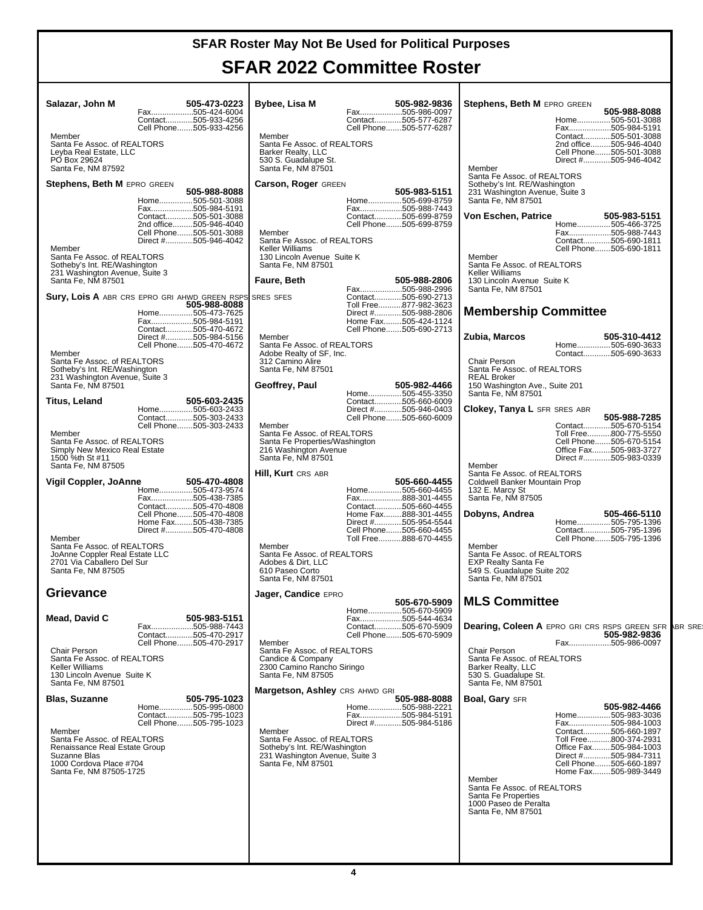# SFAR Roster May Not Be Used for Political Purposes

# SFAR 2022 Committee Roster

**Salazar, John M** 505-473-0223
Fax...505-424-6004
Contact...505-933-4256
Cell Phone...505-933-4256
Member
Santa Fe Assoc. of REALTORS
Leyba Real Estate, LLC
PO Box 29624
Santa Fe, NM 87592

**Stephens, Beth M** EPRO GREEN 505-988-8088
Home...505-501-3088
Fax...505-984-5191
Contact...505-501-3088
2nd office...505-946-4040
Cell Phone...505-501-3088
Direct #...505-946-4042
Member
Santa Fe Assoc. of REALTORS
Sotheby's Int. RE/Washington
231 Washington Avenue, Suite 3
Santa Fe, NM 87501

**Sury, Lois A** ABR CRS EPRO GRI AHWD GREEN RSPS SRES SFES 505-988-8088
Home...505-473-7625
Fax...505-984-5191
Contact...505-470-4672
Direct #...505-984-5156
Cell Phone...505-470-4672
Member
Santa Fe Assoc. of REALTORS
Sotheby's Int. RE/Washington
231 Washington Avenue, Suite 3
Santa Fe, NM 87501

**Titus, Leland** 505-603-2435
Home...505-603-2433
Contact...505-303-2433
Cell Phone...505-303-2433
Member
Santa Fe Assoc. of REALTORS
Simply New Mexico Real Estate
1500 %th St #11
Santa Fe, NM 87505

**Vigil Coppler, JoAnne** 505-470-4808
Home...505-473-9574
Fax...505-438-7385
Contact...505-470-4808
Cell Phone...505-470-4808
Home Fax...505-438-7385
Direct #...505-470-4808
Member
Santa Fe Assoc. of REALTORS
JoAnne Coppler Real Estate LLC
2701 Via Caballero Del Sur
Santa Fe, NM 87505

## Grievance

**Mead, David C** 505-983-5151
Fax...505-988-7443
Contact...505-470-2917
Cell Phone...505-470-2917
Chair Person
Santa Fe Assoc. of REALTORS
Keller Williams
130 Lincoln Avenue Suite K
Santa Fe, NM 87501

**Blas, Suzanne** 505-795-1023
Home...505-995-0800
Contact...505-795-1023
Cell Phone...505-795-1023
Member
Santa Fe Assoc. of REALTORS
Renaissance Real Estate Group
Suzanne Blas
1000 Cordova Place #704
Santa Fe, NM 87505-1725

**Bybee, Lisa M** 505-982-9836
Fax...505-986-0097
Contact...505-577-6287
Cell Phone...505-577-6287
Member
Santa Fe Assoc. of REALTORS
Barker Realty, LLC
530 S. Guadalupe St.
Santa Fe, NM 87501

**Carson, Roger** GREEN 505-983-5151
Home...505-699-8759
Fax...505-988-7443
Contact...505-699-8759
Cell Phone...505-699-8759
Member
Santa Fe Assoc. of REALTORS
Keller Williams
130 Lincoln Avenue Suite K
Santa Fe, NM 87501

**Faure, Beth** 505-988-2806
Fax...505-988-2996
Contact...505-690-2713
Toll Free...877-982-3623
Direct #...505-988-2806
Home Fax...505-424-1124
Cell Phone...505-690-2713
Member
Santa Fe Assoc. of REALTORS
Adobe Realty of SF, Inc.
312 Camino Alire
Santa Fe, NM 87501

**Geoffrey, Paul** 505-982-4466
Home...505-455-3350
Contact...505-660-6009
Direct #...505-946-0403
Cell Phone...505-660-6009
Member
Santa Fe Assoc. of REALTORS
Santa Fe Properties/Washington
216 Washington Avenue
Santa Fe, NM 87501

**Hill, Kurt** CRS ABR 505-660-4455
Home...505-660-4455
Fax...888-301-4455
Contact...505-660-4455
Home Fax...888-301-4455
Direct #...505-954-5544
Cell Phone...505-660-4455
Toll Free...888-670-4455
Member
Santa Fe Assoc. of REALTORS
Adobes & Dirt, LLC
610 Paseo Corto
Santa Fe, NM 87501

**Jager, Candice** EPRO 505-670-5909
Home...505-670-5909
Fax...505-544-4634
Contact...505-670-5909
Cell Phone...505-670-5909
Member
Santa Fe Assoc. of REALTORS
Candice & Company
2300 Camino Rancho Siringo
Santa Fe, NM 87505

**Margetson, Ashley** CRS AHWD GRI 505-988-8088
Home...505-988-2221
Fax...505-984-5191
Direct #...505-984-5186
Member
Santa Fe Assoc. of REALTORS
Sotheby's Int. RE/Washington
231 Washington Avenue, Suite 3
Santa Fe, NM 87501

**Stephens, Beth M** EPRO GREEN 505-988-8088
Home...505-501-3088
Fax...505-984-5191
Contact...505-501-3088
2nd office...505-946-4040
Cell Phone...505-501-3088
Direct #...505-946-4042
Member
Santa Fe Assoc. of REALTORS
Sotheby's Int. RE/Washington
231 Washington Avenue, Suite 3
Santa Fe, NM 87501

**Von Eschen, Patrice** 505-983-5151
Home...505-466-3725
Fax...505-988-7443
Contact...505-690-1811
Cell Phone...505-690-1811
Member
Santa Fe Assoc. of REALTORS
Keller Williams
130 Lincoln Avenue Suite K
Santa Fe, NM 87501

## Membership Committee

**Zubia, Marcos** 505-310-4412
Home...505-690-3633
Contact...505-690-3633
Chair Person
Santa Fe Assoc. of REALTORS
REAL Broker
150 Washington Ave., Suite 201
Santa Fe, NM 87501

**Clokey, Tanya L** SFR SRES ABR 505-988-7285
Contact...505-670-5154
Toll Free...800-775-5550
Cell Phone...505-670-5154
Office Fax...505-983-3727
Direct #...505-983-0339
Member
Santa Fe Assoc. of REALTORS
Coldwell Banker Mountain Prop
132 E. Marcy St
Santa Fe, NM 87505

**Dobyns, Andrea** 505-466-5110
Home...505-795-1396
Contact...505-795-1396
Cell Phone...505-795-1396
Member
Santa Fe Assoc. of REALTORS
EXP Realty Santa Fe
549 S. Guadalupe Suite 202
Santa Fe, NM 87501

## MLS Committee

**Dearing, Coleen A** EPRO GRI CRS RSPS GREEN SFR ABR SRES 505-982-9836
Fax...505-986-0097
Chair Person
Santa Fe Assoc. of REALTORS
Barker Realty, LLC
530 S. Guadalupe St.
Santa Fe, NM 87501

**Boal, Gary** SFR 505-982-4466
Home...505-983-3036
Fax...505-984-1003
Contact...505-660-1897
Toll Free...800-374-2931
Office Fax...505-984-1003
Direct #...505-984-7311
Cell Phone...505-660-1897
Home Fax...505-989-3449
Member
Santa Fe Assoc. of REALTORS
Santa Fe Properties
1000 Paseo de Peralta
Santa Fe, NM 87501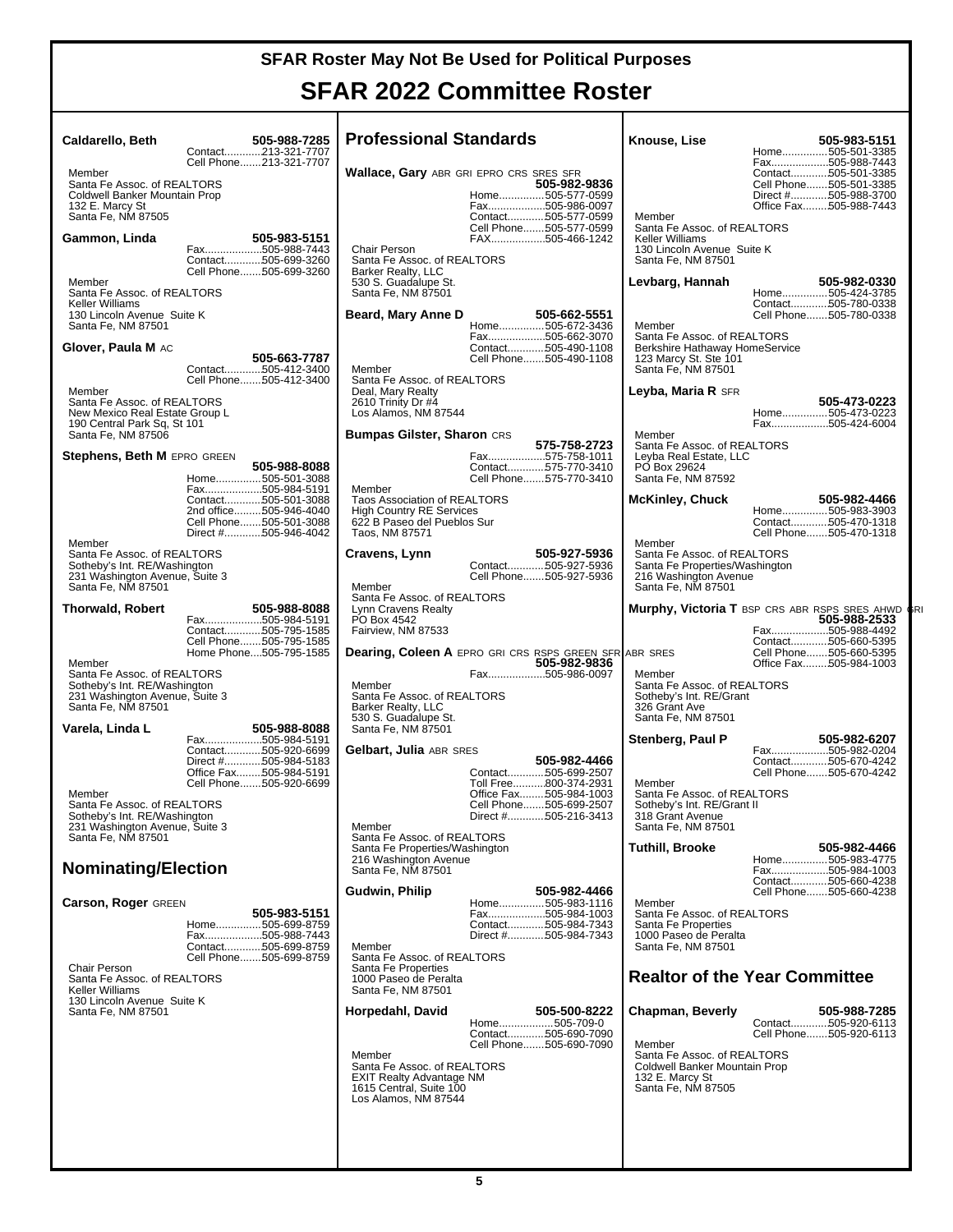**SFAR Roster May Not Be Used for Political Purposes**

# SFAR 2022 Committee Roster

**Caldarello, Beth** 505-988-7285
Contact............213-321-7707
Cell Phone.......213-321-7707
Member
Santa Fe Assoc. of REALTORS
Coldwell Banker Mountain Prop
132 E. Marcy St
Santa Fe, NM 87505

**Gammon, Linda** 505-983-5151
Fax..................505-988-7443
Contact............505-699-3260
Cell Phone.......505-699-3260
Member
Santa Fe Assoc. of REALTORS
Keller Williams
130 Lincoln Avenue Suite K
Santa Fe, NM 87501

**Glover, Paula M** AC
505-663-7787
Contact............505-412-3400
Cell Phone.......505-412-3400
Member
Santa Fe Assoc. of REALTORS
New Mexico Real Estate Group L
190 Central Park Sq, St 101
Santa Fe, NM 87506

**Stephens, Beth M** EPRO GREEN
505-988-8088
Home...............505-501-3088
Fax..................505-984-5191
Contact............505-501-3088
2nd office.........505-946-4040
Cell Phone.......505-501-3088
Direct #............505-946-4042
Member
Santa Fe Assoc. of REALTORS
Sotheby's Int. RE/Washington
231 Washington Avenue, Suite 3
Santa Fe, NM 87501

**Thorwald, Robert** 505-988-8088
Fax..................505-984-5191
Contact............505-795-1585
Cell Phone.......505-795-1585
Home Phone....505-795-1585
Member
Santa Fe Assoc. of REALTORS
Sotheby's Int. RE/Washington
231 Washington Avenue, Suite 3
Santa Fe, NM 87501

**Varela, Linda L** 505-988-8088
Fax..................505-984-5191
Contact............505-920-6699
Direct #............505-984-5183
Office Fax........505-984-5191
Cell Phone.......505-920-6699
Member
Santa Fe Assoc. of REALTORS
Sotheby's Int. RE/Washington
231 Washington Avenue, Suite 3
Santa Fe, NM 87501

## Nominating/Election

**Carson, Roger** GREEN
505-983-5151
Home...............505-699-8759
Fax..................505-988-7443
Contact............505-699-8759
Cell Phone.......505-699-8759
Chair Person
Santa Fe Assoc. of REALTORS
Keller Williams
130 Lincoln Avenue Suite K
Santa Fe, NM 87501

## Professional Standards

**Wallace, Gary** ABR GRI EPRO CRS SRES SFR
505-982-9836
Home...............505-577-0599
Fax..................505-986-0097
Contact............505-577-0599
Cell Phone.......505-577-0599
FAX.................505-466-1242
Chair Person
Santa Fe Assoc. of REALTORS
Barker Realty, LLC
530 S. Guadalupe St.
Santa Fe, NM 87501

**Beard, Mary Anne D** 505-662-5551
Home...............505-672-3436
Fax..................505-662-3070
Contact............505-490-1108
Cell Phone.......505-490-1108
Member
Santa Fe Assoc. of REALTORS
Deal, Mary Realty
2610 Trinity Dr #4
Los Alamos, NM 87544

**Bumpas Gilster, Sharon** CRS
575-758-2723
Fax..................575-758-1011
Contact............575-770-3410
Cell Phone.......575-770-3410
Member
Taos Association of REALTORS
High Country RE Services
622 B Paseo del Pueblos Sur
Taos, NM 87571

**Cravens, Lynn** 505-927-5936
Contact............505-927-5936
Cell Phone.......505-927-5936
Member
Santa Fe Assoc. of REALTORS
Lynn Cravens Realty
PO Box 4542
Fairview, NM 87533

**Dearing, Coleen A** EPRO GRI CRS RSPS GREEN SFR ABR SRES
505-982-9836
Fax..................505-986-0097
Member
Santa Fe Assoc. of REALTORS
Barker Realty, LLC
530 S. Guadalupe St.
Santa Fe, NM 87501

**Gelbart, Julia** ABR SRES
505-982-4466
Contact............505-699-2507
Toll Free...........800-374-2931
Office Fax........505-984-1003
Cell Phone.......505-699-2507
Direct #............505-216-3413
Member
Santa Fe Assoc. of REALTORS
Santa Fe Properties/Washington
216 Washington Avenue
Santa Fe, NM 87501

**Gudwin, Philip** 505-982-4466
Home...............505-983-1116
Fax..................505-984-1003
Contact............505-984-7343
Direct #............505-984-7343
Member
Santa Fe Assoc. of REALTORS
Santa Fe Properties
1000 Paseo de Peralta
Santa Fe, NM 87501

**Horpedahl, David** 505-500-8222
Home.................505-709-0
Contact............505-690-7090
Cell Phone.......505-690-7090
Member
Santa Fe Assoc. of REALTORS
EXIT Realty Advantage NM
1615 Central, Suite 100
Los Alamos, NM 87544

**Knouse, Lise** 505-983-5151
Home...............505-501-3385
Fax..................505-988-7443
Contact............505-501-3385
Cell Phone.......505-501-3385
Direct #............505-988-3700
Office Fax........505-988-7443
Member
Santa Fe Assoc. of REALTORS
Keller Williams
130 Lincoln Avenue Suite K
Santa Fe, NM 87501

**Levbarg, Hannah** 505-982-0330
Home...............505-424-3785
Contact............505-780-0338
Cell Phone.......505-780-0338
Member
Santa Fe Assoc. of REALTORS
Berkshire Hathaway HomeService
123 Marcy St. Ste 101
Santa Fe, NM 87501

**Leyba, Maria R** SFR
505-473-0223
Home...............505-473-0223
Fax..................505-424-6004
Member
Santa Fe Assoc. of REALTORS
Leyba Real Estate, LLC
PO Box 29624
Santa Fe, NM 87592

**McKinley, Chuck** 505-982-4466
Home...............505-983-3903
Contact............505-470-1318
Cell Phone.......505-470-1318
Member
Santa Fe Assoc. of REALTORS
Santa Fe Properties/Washington
216 Washington Avenue
Santa Fe, NM 87501

**Murphy, Victoria T** BSP CRS ABR RSPS SRES AHWD GRI
505-988-2533
Fax..................505-988-4492
Contact............505-660-5395
Cell Phone.......505-660-5395
Office Fax........505-984-1003
Member
Santa Fe Assoc. of REALTORS
Sotheby's Int. RE/Grant
326 Grant Ave
Santa Fe, NM 87501

**Stenberg, Paul P** 505-982-6207
Fax..................505-982-0204
Contact............505-670-4242
Cell Phone.......505-670-4242
Member
Santa Fe Assoc. of REALTORS
Sotheby's Int. RE/Grant II
318 Grant Avenue
Santa Fe, NM 87501

**Tuthill, Brooke** 505-982-4466
Home...............505-983-4775
Fax..................505-984-1003
Contact............505-660-4238
Cell Phone.......505-660-4238
Member
Santa Fe Assoc. of REALTORS
Santa Fe Properties
1000 Paseo de Peralta
Santa Fe, NM 87501

## Realtor of the Year Committee

**Chapman, Beverly** 505-988-7285
Contact............505-920-6113
Cell Phone.......505-920-6113
Member
Santa Fe Assoc. of REALTORS
Coldwell Banker Mountain Prop
132 E. Marcy St
Santa Fe, NM 87505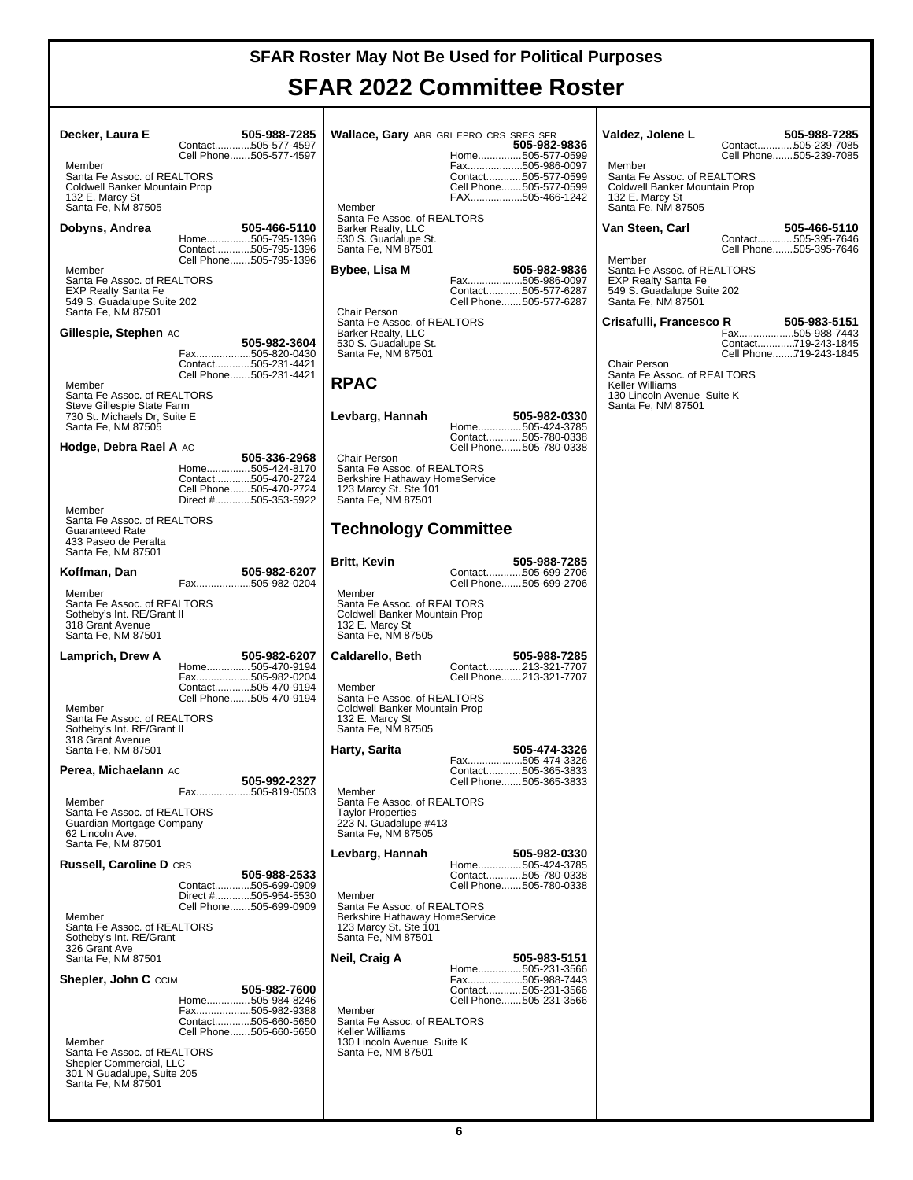**SFAR Roster May Not Be Used for Political Purposes**

# SFAR 2022 Committee Roster

**Decker, Laura E** 505-988-7285
Contact............505-577-4597
Cell Phone.......505-577-4597
Member
Santa Fe Assoc. of REALTORS
Coldwell Banker Mountain Prop
132 E. Marcy St
Santa Fe, NM 87505

**Dobyns, Andrea** 505-466-5110
Home...............505-795-1396
Contact............505-795-1396
Cell Phone.......505-795-1396
Member
Santa Fe Assoc. of REALTORS
EXP Realty Santa Fe
549 S. Guadalupe Suite 202
Santa Fe, NM 87501

**Gillespie, Stephen** AC 505-982-3604
Fax..................505-820-0430
Contact............505-231-4421
Cell Phone.......505-231-4421
Member
Santa Fe Assoc. of REALTORS
Steve Gillespie State Farm
730 St. Michaels Dr, Suite E
Santa Fe, NM 87505

**Hodge, Debra Rael A** AC 505-336-2968
Home...............505-424-8170
Contact............505-470-2724
Cell Phone.......505-470-2724
Direct #............505-353-5922
Member
Santa Fe Assoc. of REALTORS
Guaranteed Rate
433 Paseo de Peralta
Santa Fe, NM 87501

**Koffman, Dan** 505-982-6207
Fax..................505-982-0204
Member
Santa Fe Assoc. of REALTORS
Sotheby's Int. RE/Grant II
318 Grant Avenue
Santa Fe, NM 87501

**Lamprich, Drew A** 505-982-6207
Home...............505-470-9194
Fax..................505-982-0204
Contact............505-470-9194
Cell Phone.......505-470-9194
Member
Santa Fe Assoc. of REALTORS
Sotheby's Int. RE/Grant II
318 Grant Avenue
Santa Fe, NM 87501

**Perea, Michaelann** AC 505-992-2327
Fax..................505-819-0503
Member
Santa Fe Assoc. of REALTORS
Guardian Mortgage Company
62 Lincoln Ave.
Santa Fe, NM 87501

**Russell, Caroline D** CRS 505-988-2533
Contact............505-699-0909
Direct #............505-954-5530
Cell Phone.......505-699-0909
Member
Santa Fe Assoc. of REALTORS
Sotheby's Int. RE/Grant
326 Grant Ave
Santa Fe, NM 87501

**Shepler, John C** CCIM 505-982-7600
Home...............505-984-8246
Fax..................505-982-9388
Contact............505-660-5650
Cell Phone.......505-660-5650
Member
Santa Fe Assoc. of REALTORS
Shepler Commercial, LLC
301 N Guadalupe, Suite 205
Santa Fe, NM 87501

**Wallace, Gary** ABR GRI EPRO CRS SRES SFR 505-982-9836
Home...............505-577-0599
Fax..................505-986-0097
Contact............505-577-0599
Cell Phone.......505-577-0599
FAX.................505-466-1242
Member
Santa Fe Assoc. of REALTORS
Barker Realty, LLC
530 S. Guadalupe St.
Santa Fe, NM 87501

**Bybee, Lisa M** 505-982-9836
Fax..................505-986-0097
Contact............505-577-6287
Cell Phone.......505-577-6287
Chair Person
Santa Fe Assoc. of REALTORS
Barker Realty, LLC
530 S. Guadalupe St.
Santa Fe, NM 87501

## RPAC

**Levbarg, Hannah** 505-982-0330
Home...............505-424-3785
Contact............505-780-0338
Cell Phone.......505-780-0338
Chair Person
Santa Fe Assoc. of REALTORS
Berkshire Hathaway HomeService
123 Marcy St. Ste 101
Santa Fe, NM 87501

## Technology Committee

**Britt, Kevin** 505-988-7285
Contact............505-699-2706
Cell Phone.......505-699-2706
Member
Santa Fe Assoc. of REALTORS
Coldwell Banker Mountain Prop
132 E. Marcy St
Santa Fe, NM 87505

**Caldarello, Beth** 505-988-7285
Contact............213-321-7707
Cell Phone.......213-321-7707
Member
Santa Fe Assoc. of REALTORS
Coldwell Banker Mountain Prop
132 E. Marcy St
Santa Fe, NM 87505

**Harty, Sarita** 505-474-3326
Fax..................505-474-3326
Contact............505-365-3833
Cell Phone.......505-365-3833
Member
Santa Fe Assoc. of REALTORS
Taylor Properties
223 N. Guadalupe #413
Santa Fe, NM 87505

**Levbarg, Hannah** 505-982-0330
Home...............505-424-3785
Contact............505-780-0338
Cell Phone.......505-780-0338
Member
Santa Fe Assoc. of REALTORS
Berkshire Hathaway HomeService
123 Marcy St. Ste 101
Santa Fe, NM 87501

**Neil, Craig A** 505-983-5151
Home...............505-231-3566
Fax..................505-988-7443
Contact............505-231-3566
Cell Phone.......505-231-3566
Member
Santa Fe Assoc. of REALTORS
Keller Williams
130 Lincoln Avenue Suite K
Santa Fe, NM 87501

**Valdez, Jolene L** 505-988-7285
Contact............505-239-7085
Cell Phone.......505-239-7085
Member
Santa Fe Assoc. of REALTORS
Coldwell Banker Mountain Prop
132 E. Marcy St
Santa Fe, NM 87505

**Van Steen, Carl** 505-466-5110
Contact............505-395-7646
Cell Phone.......505-395-7646
Member
Santa Fe Assoc. of REALTORS
EXP Realty Santa Fe
549 S. Guadalupe Suite 202
Santa Fe, NM 87501

**Crisafulli, Francesco R** 505-983-5151
Fax..................505-988-7443
Contact............719-243-1845
Cell Phone.......719-243-1845
Chair Person
Santa Fe Assoc. of REALTORS
Keller Williams
130 Lincoln Avenue Suite K
Santa Fe, NM 87501